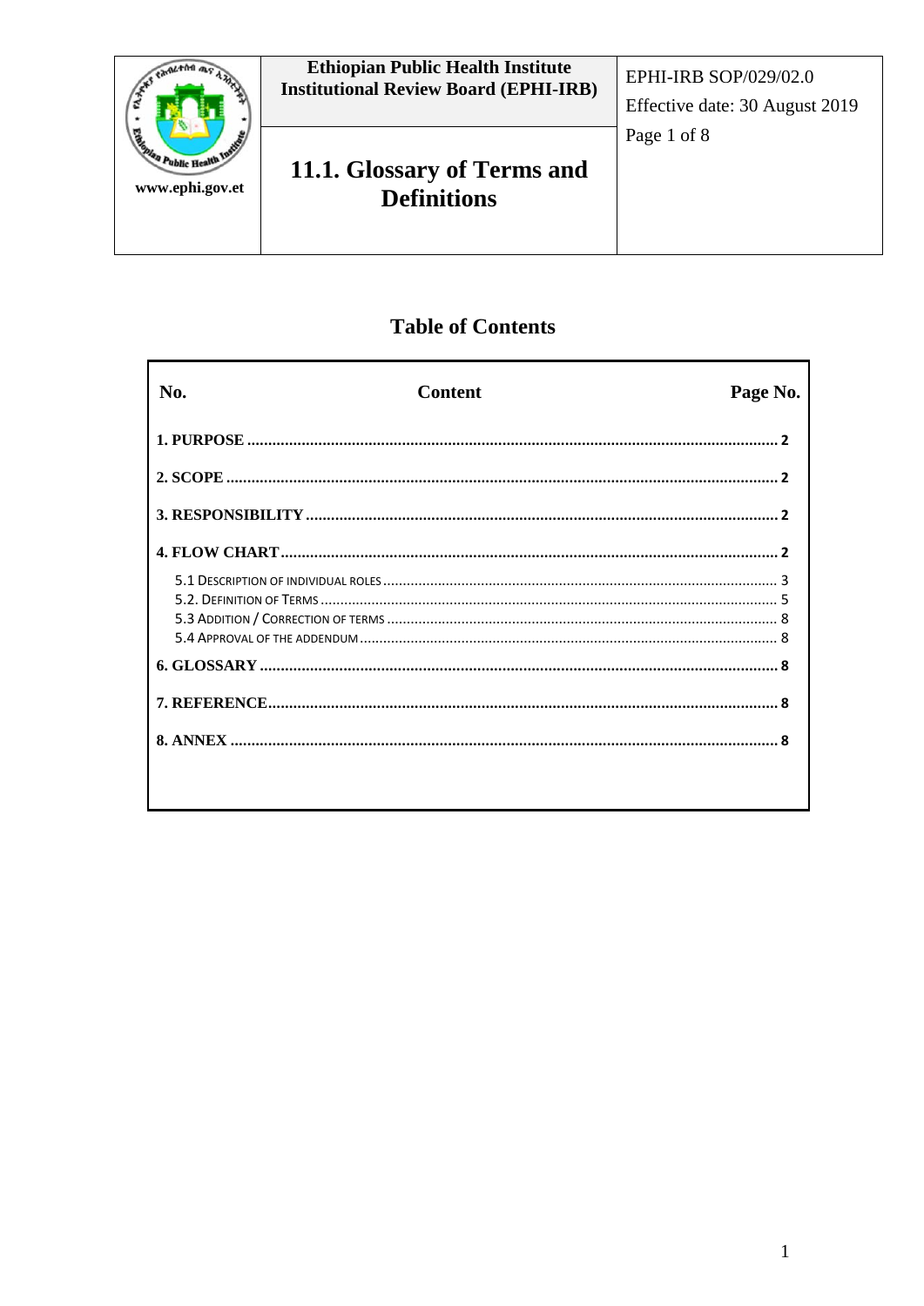| | Ethiopian Public Health Institute Institutional Review Board (EPHI-IRB) | EPHI-IRB SOP/029/02.0 Effective date: 30 August 2019 |
|---|---|---|
| www.ephi.gov.et | **11.1. Glossary of Terms and Definitions** | |

## Table of Contents

| No. | Content | Page No. |
|---|---|---|
| **1. PURPOSE** | | **2** |
| **2. SCOPE** | | **2** |
| **3. RESPONSIBILITY** | | **2** |
| **4. FLOW CHART** | | **2** |
| 5.1 Description of individual roles | | 3 |
| 5.2. Definition of Terms | | 5 |
| 5.3 Addition / Correction of terms | | 8 |
| 5.4 Approval of the addendum | | 8 |
| **6. GLOSSARY** | | **8** |
| **7. REFERENCE** | | **8** |
| **8. ANNEX** | | **8** |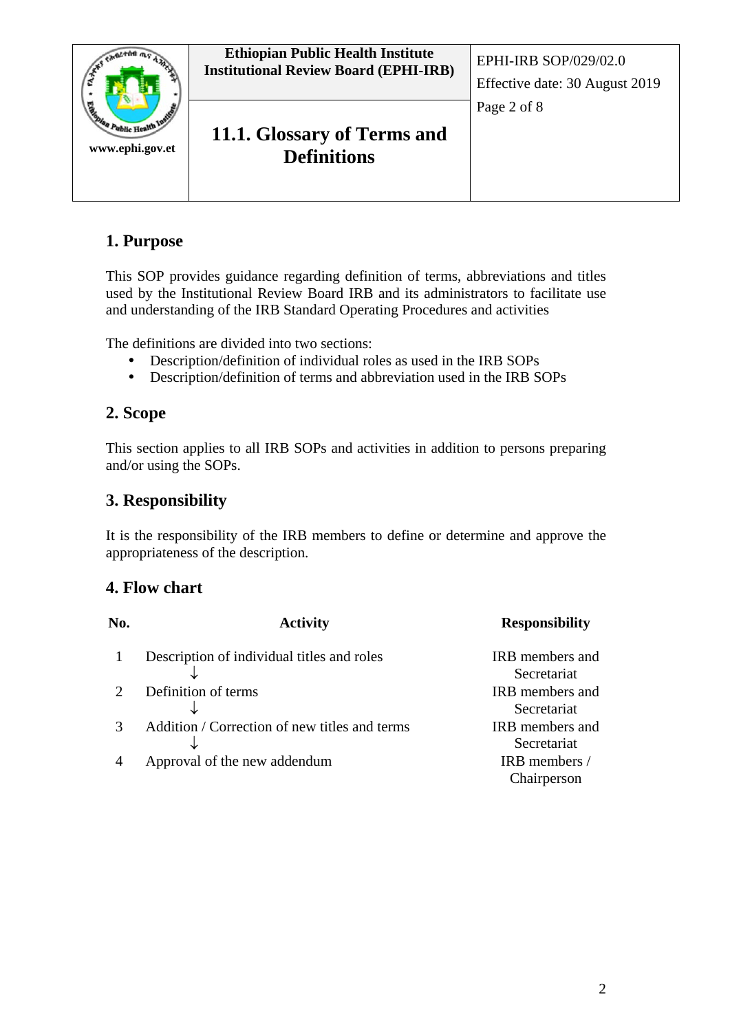## 1. Purpose

This SOP provides guidance regarding definition of terms, abbreviations and titles used by the Institutional Review Board IRB and its administrators to facilitate use and understanding of the IRB Standard Operating Procedures and activities

The definitions are divided into two sections:

- Description/definition of individual roles as used in the IRB SOPs
- Description/definition of terms and abbreviation used in the IRB SOPs

## 2. Scope

This section applies to all IRB SOPs and activities in addition to persons preparing and/or using the SOPs.

## 3. Responsibility

It is the responsibility of the IRB members to define or determine and approve the appropriateness of the description.

## 4. Flow chart

| No. | Activity | Responsibility |
|---|---|---|
| 1 | Description of individual titles and roles<br>↓ | IRB members and Secretariat |
| 2 | Definition of terms<br>↓ | IRB members and Secretariat |
| 3 | Addition / Correction of new titles and terms<br>↓ | IRB members and Secretariat |
| 4 | Approval of the new addendum | IRB members / Chairperson |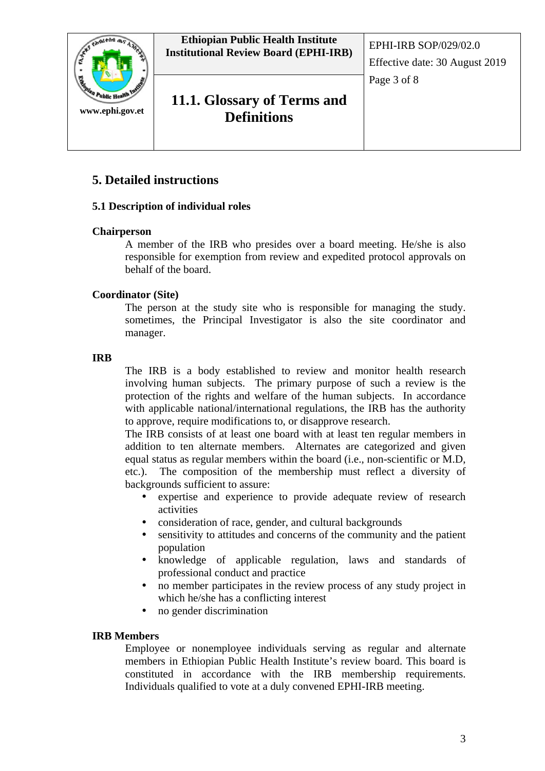## 5. Detailed instructions

### 5.1 Description of individual roles

**Chairperson**

A member of the IRB who presides over a board meeting. He/she is also responsible for exemption from review and expedited protocol approvals on behalf of the board.

**Coordinator (Site)**

The person at the study site who is responsible for managing the study. sometimes, the Principal Investigator is also the site coordinator and manager.

**IRB**

The IRB is a body established to review and monitor health research involving human subjects. The primary purpose of such a review is the protection of the rights and welfare of the human subjects. In accordance with applicable national/international regulations, the IRB has the authority to approve, require modifications to, or disapprove research.

The IRB consists of at least one board with at least ten regular members in addition to ten alternate members. Alternates are categorized and given equal status as regular members within the board (i.e., non-scientific or M.D, etc.). The composition of the membership must reflect a diversity of backgrounds sufficient to assure:

- expertise and experience to provide adequate review of research activities
- consideration of race, gender, and cultural backgrounds
- sensitivity to attitudes and concerns of the community and the patient population
- knowledge of applicable regulation, laws and standards of professional conduct and practice
- no member participates in the review process of any study project in which he/she has a conflicting interest
- no gender discrimination

**IRB Members**

Employee or nonemployee individuals serving as regular and alternate members in Ethiopian Public Health Institute's review board. This board is constituted in accordance with the IRB membership requirements. Individuals qualified to vote at a duly convened EPHI-IRB meeting.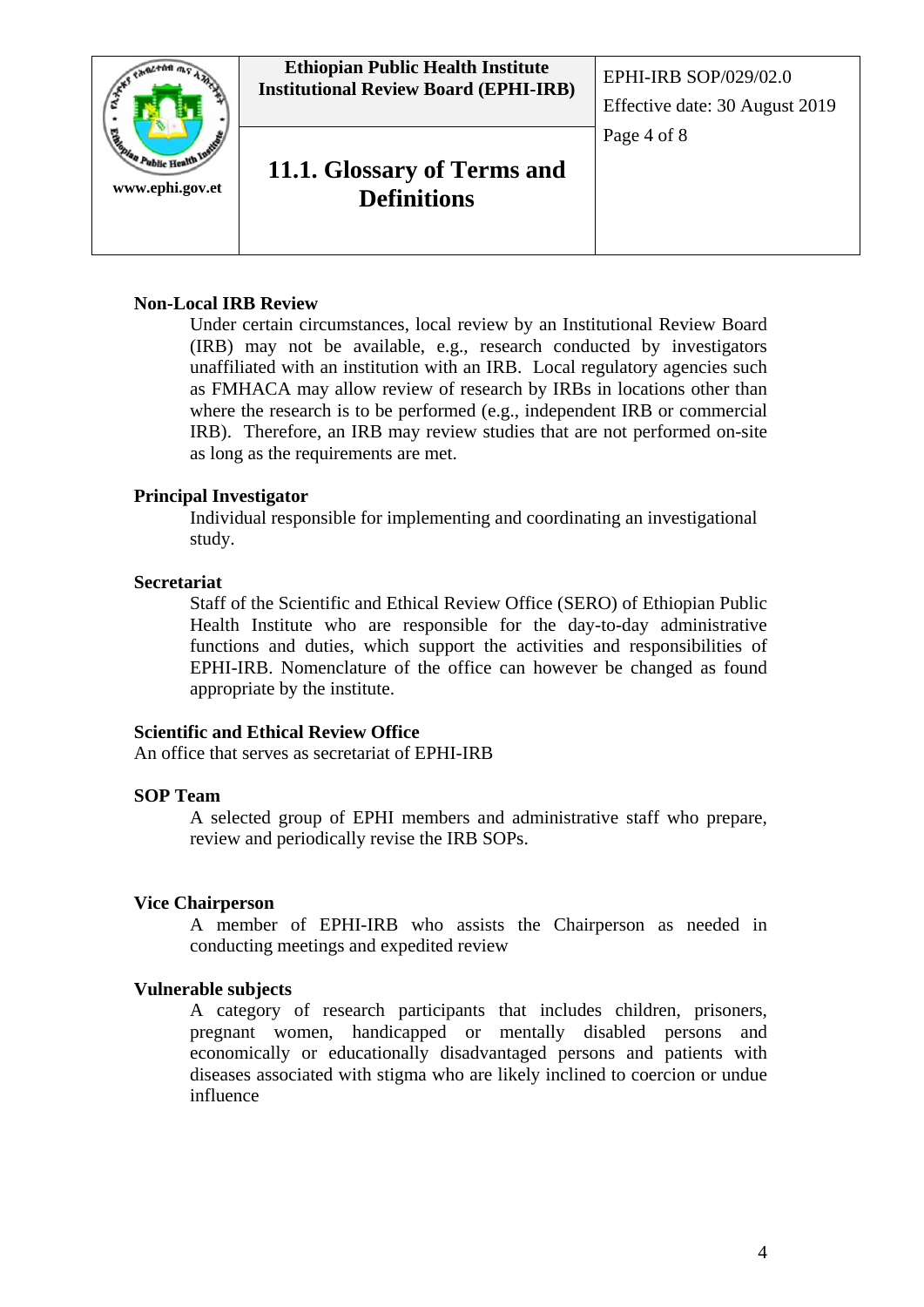**Non-Local IRB Review**

Under certain circumstances, local review by an Institutional Review Board (IRB) may not be available, e.g., research conducted by investigators unaffiliated with an institution with an IRB. Local regulatory agencies such as FMHACA may allow review of research by IRBs in locations other than where the research is to be performed (e.g., independent IRB or commercial IRB). Therefore, an IRB may review studies that are not performed on-site as long as the requirements are met.

**Principal Investigator**

Individual responsible for implementing and coordinating an investigational study.

**Secretariat**

Staff of the Scientific and Ethical Review Office (SERO) of Ethiopian Public Health Institute who are responsible for the day-to-day administrative functions and duties, which support the activities and responsibilities of EPHI-IRB. Nomenclature of the office can however be changed as found appropriate by the institute.

**Scientific and Ethical Review Office**

An office that serves as secretariat of EPHI-IRB

**SOP Team**

A selected group of EPHI members and administrative staff who prepare, review and periodically revise the IRB SOPs.

**Vice Chairperson**

A member of EPHI-IRB who assists the Chairperson as needed in conducting meetings and expedited review

**Vulnerable subjects**

A category of research participants that includes children, prisoners, pregnant women, handicapped or mentally disabled persons and economically or educationally disadvantaged persons and patients with diseases associated with stigma who are likely inclined to coercion or undue influence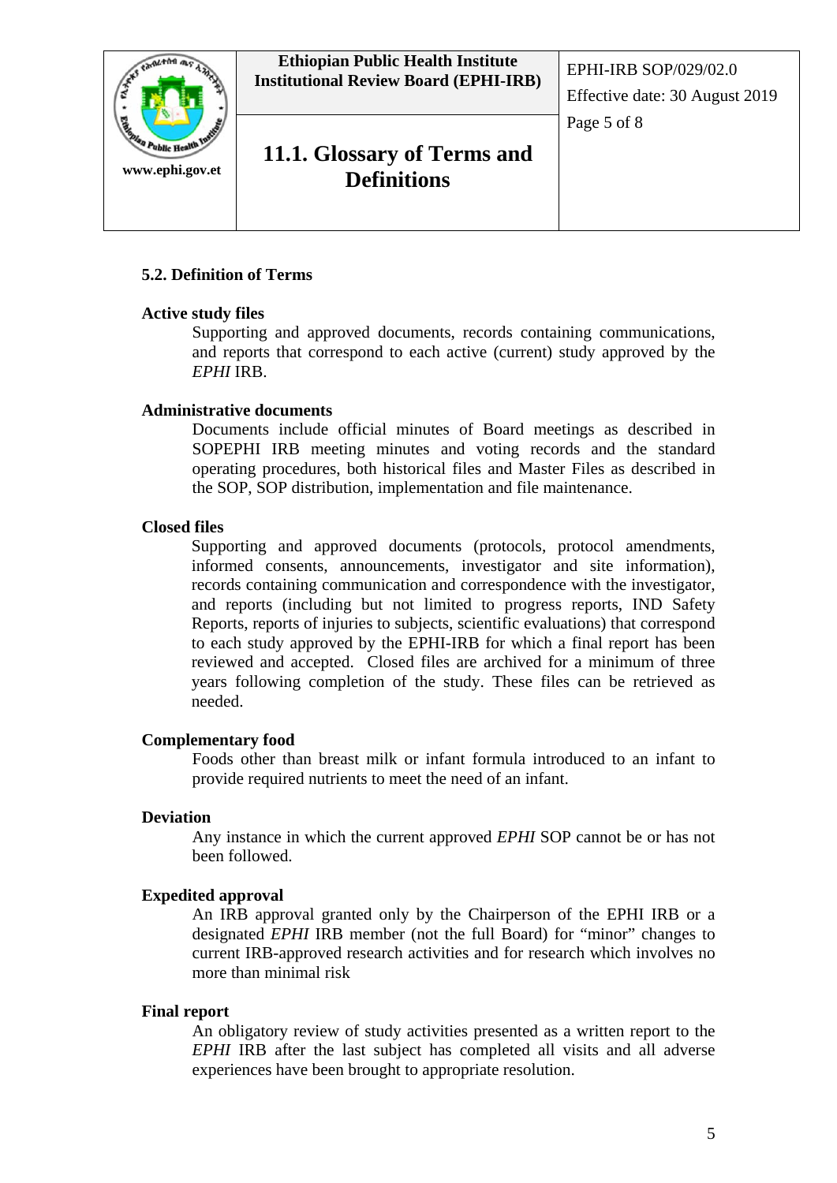### 5.2. Definition of Terms

**Active study files**

Supporting and approved documents, records containing communications, and reports that correspond to each active (current) study approved by the *EPHI* IRB.

**Administrative documents**

Documents include official minutes of Board meetings as described in SOPEPHI IRB meeting minutes and voting records and the standard operating procedures, both historical files and Master Files as described in the SOP, SOP distribution, implementation and file maintenance.

**Closed files**

Supporting and approved documents (protocols, protocol amendments, informed consents, announcements, investigator and site information), records containing communication and correspondence with the investigator, and reports (including but not limited to progress reports, IND Safety Reports, reports of injuries to subjects, scientific evaluations) that correspond to each study approved by the EPHI-IRB for which a final report has been reviewed and accepted. Closed files are archived for a minimum of three years following completion of the study. These files can be retrieved as needed.

**Complementary food**

Foods other than breast milk or infant formula introduced to an infant to provide required nutrients to meet the need of an infant.

**Deviation**

Any instance in which the current approved *EPHI* SOP cannot be or has not been followed.

**Expedited approval**

An IRB approval granted only by the Chairperson of the EPHI IRB or a designated *EPHI* IRB member (not the full Board) for "minor" changes to current IRB-approved research activities and for research which involves no more than minimal risk

**Final report**

An obligatory review of study activities presented as a written report to the *EPHI* IRB after the last subject has completed all visits and all adverse experiences have been brought to appropriate resolution.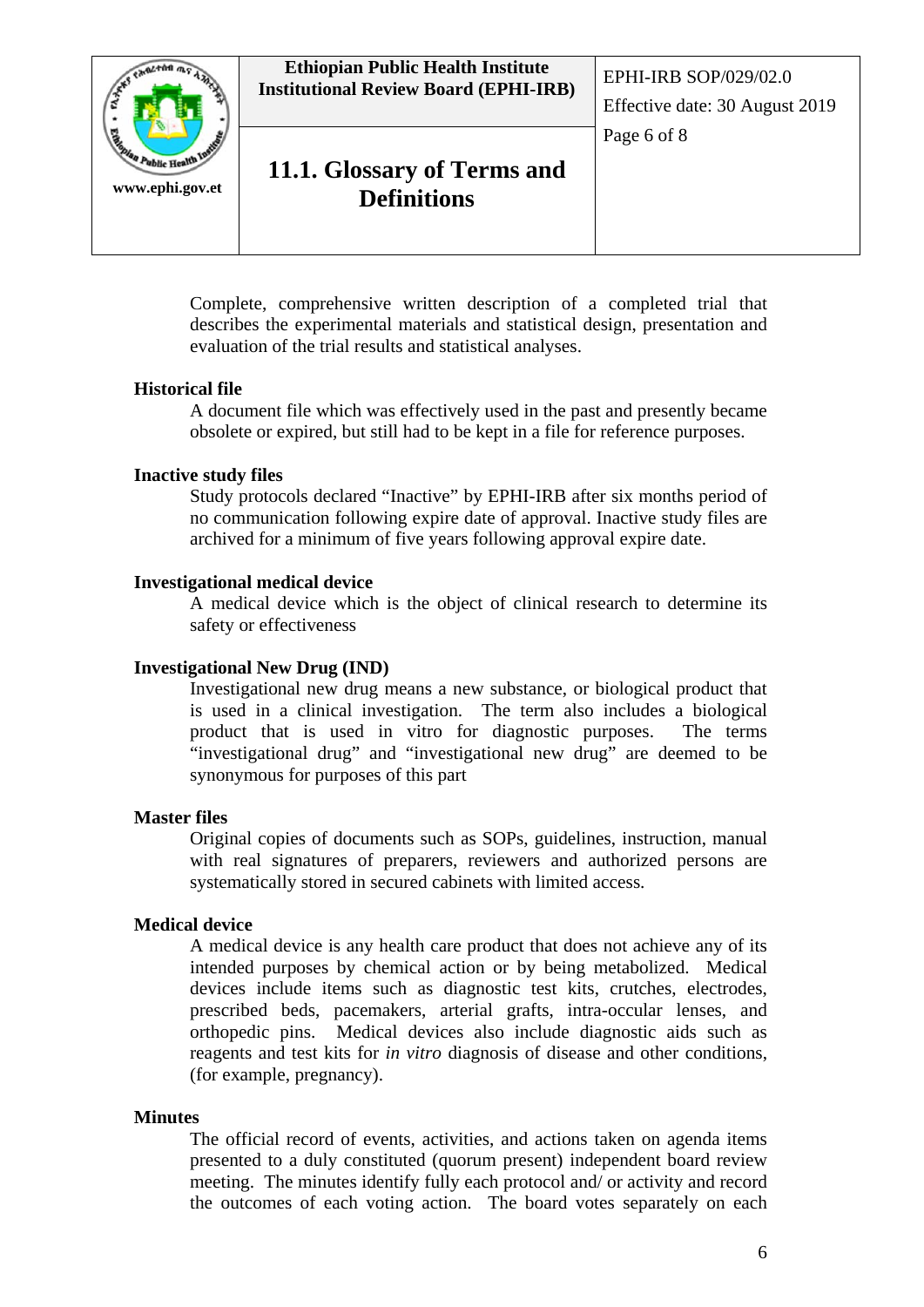Complete, comprehensive written description of a completed trial that describes the experimental materials and statistical design, presentation and evaluation of the trial results and statistical analyses.

**Historical file**

A document file which was effectively used in the past and presently became obsolete or expired, but still had to be kept in a file for reference purposes.

**Inactive study files**

Study protocols declared "Inactive" by EPHI-IRB after six months period of no communication following expire date of approval. Inactive study files are archived for a minimum of five years following approval expire date.

**Investigational medical device**

A medical device which is the object of clinical research to determine its safety or effectiveness

**Investigational New Drug (IND)**

Investigational new drug means a new substance, or biological product that is used in a clinical investigation. The term also includes a biological product that is used in vitro for diagnostic purposes. The terms "investigational drug" and "investigational new drug" are deemed to be synonymous for purposes of this part

**Master files**

Original copies of documents such as SOPs, guidelines, instruction, manual with real signatures of preparers, reviewers and authorized persons are systematically stored in secured cabinets with limited access.

**Medical device**

A medical device is any health care product that does not achieve any of its intended purposes by chemical action or by being metabolized. Medical devices include items such as diagnostic test kits, crutches, electrodes, prescribed beds, pacemakers, arterial grafts, intra-occular lenses, and orthopedic pins. Medical devices also include diagnostic aids such as reagents and test kits for *in vitro* diagnosis of disease and other conditions, (for example, pregnancy).

**Minutes**

The official record of events, activities, and actions taken on agenda items presented to a duly constituted (quorum present) independent board review meeting. The minutes identify fully each protocol and/ or activity and record the outcomes of each voting action. The board votes separately on each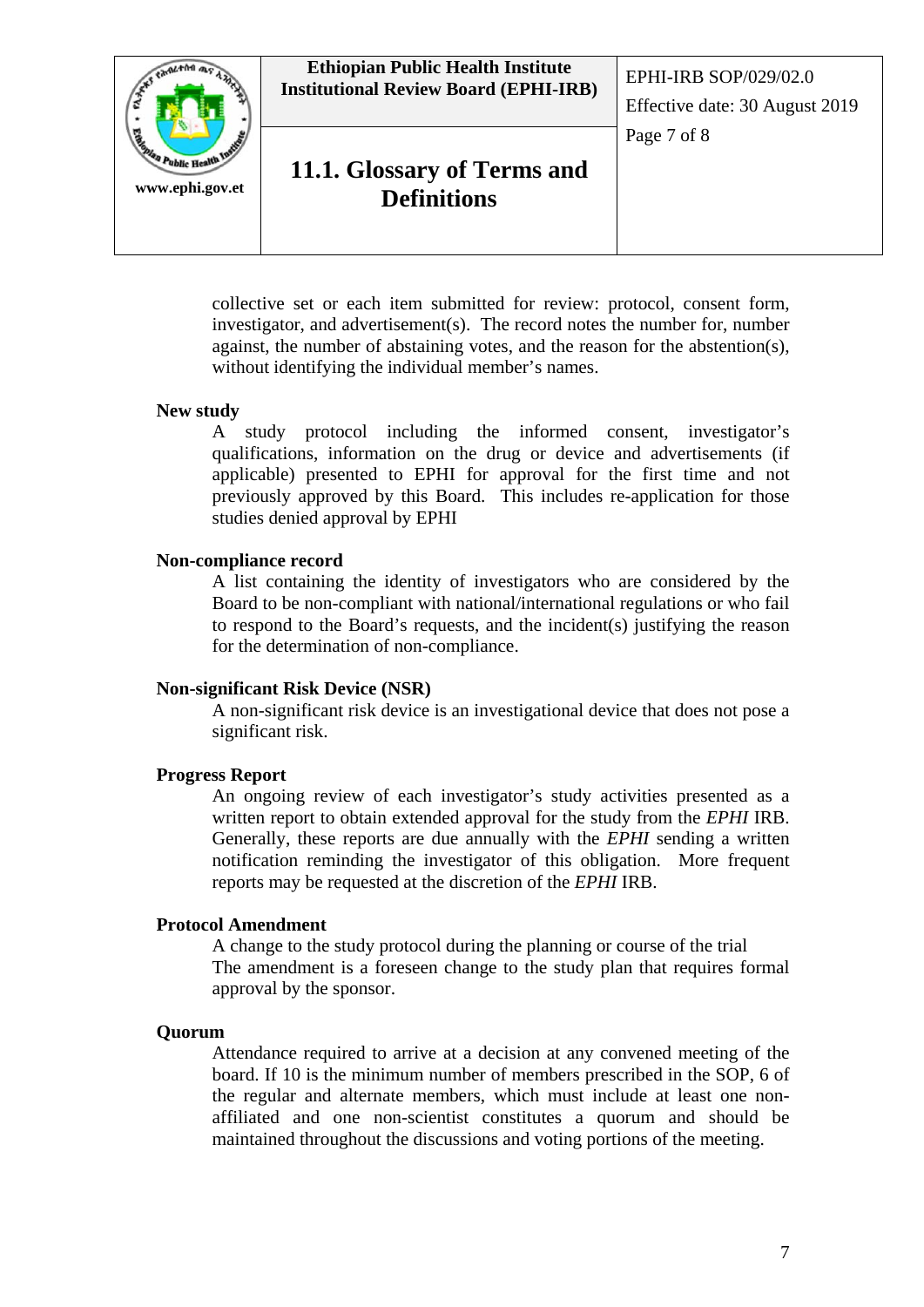collective set or each item submitted for review: protocol, consent form, investigator, and advertisement(s). The record notes the number for, number against, the number of abstaining votes, and the reason for the abstention(s), without identifying the individual member's names.

**New study**

A study protocol including the informed consent, investigator's qualifications, information on the drug or device and advertisements (if applicable) presented to EPHI for approval for the first time and not previously approved by this Board. This includes re-application for those studies denied approval by EPHI

**Non-compliance record**

A list containing the identity of investigators who are considered by the Board to be non-compliant with national/international regulations or who fail to respond to the Board's requests, and the incident(s) justifying the reason for the determination of non-compliance.

**Non-significant Risk Device (NSR)**

A non-significant risk device is an investigational device that does not pose a significant risk.

**Progress Report**

An ongoing review of each investigator's study activities presented as a written report to obtain extended approval for the study from the *EPHI* IRB. Generally, these reports are due annually with the *EPHI* sending a written notification reminding the investigator of this obligation. More frequent reports may be requested at the discretion of the *EPHI* IRB.

**Protocol Amendment**

A change to the study protocol during the planning or course of the trial
The amendment is a foreseen change to the study plan that requires formal approval by the sponsor.

**Quorum**

Attendance required to arrive at a decision at any convened meeting of the board. If 10 is the minimum number of members prescribed in the SOP, 6 of the regular and alternate members, which must include at least one non-affiliated and one non-scientist constitutes a quorum and should be maintained throughout the discussions and voting portions of the meeting.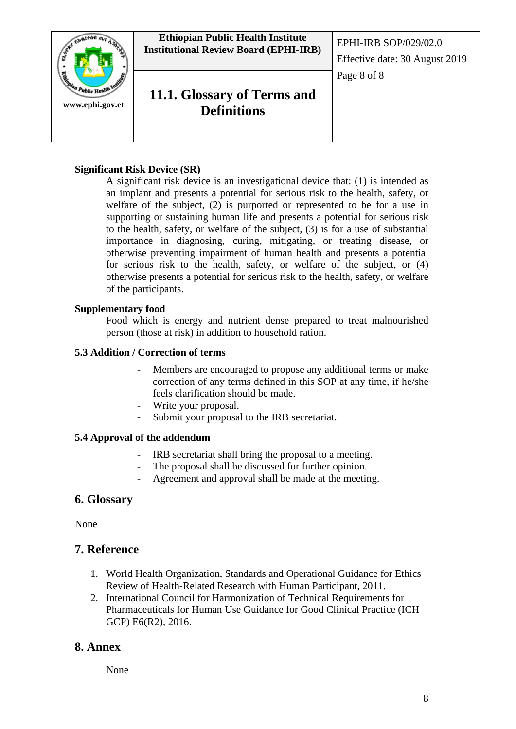**Significant Risk Device (SR)**

A significant risk device is an investigational device that: (1) is intended as an implant and presents a potential for serious risk to the health, safety, or welfare of the subject, (2) is purported or represented to be for a use in supporting or sustaining human life and presents a potential for serious risk to the health, safety, or welfare of the subject, (3) is for a use of substantial importance in diagnosing, curing, mitigating, or treating disease, or otherwise preventing impairment of human health and presents a potential for serious risk to the health, safety, or welfare of the subject, or (4) otherwise presents a potential for serious risk to the health, safety, or welfare of the participants.

**Supplementary food**

Food which is energy and nutrient dense prepared to treat malnourished person (those at risk) in addition to household ration.

**5.3 Addition / Correction of terms**

- Members are encouraged to propose any additional terms or make correction of any terms defined in this SOP at any time, if he/she feels clarification should be made.
- Write your proposal.
- Submit your proposal to the IRB secretariat.

**5.4 Approval of the addendum**

- IRB secretariat shall bring the proposal to a meeting.
- The proposal shall be discussed for further opinion.
- Agreement and approval shall be made at the meeting.

## 6. Glossary

None

## 7. Reference

1. World Health Organization, Standards and Operational Guidance for Ethics Review of Health-Related Research with Human Participant, 2011.
2. International Council for Harmonization of Technical Requirements for Pharmaceuticals for Human Use Guidance for Good Clinical Practice (ICH GCP) E6(R2), 2016.

## 8. Annex

None